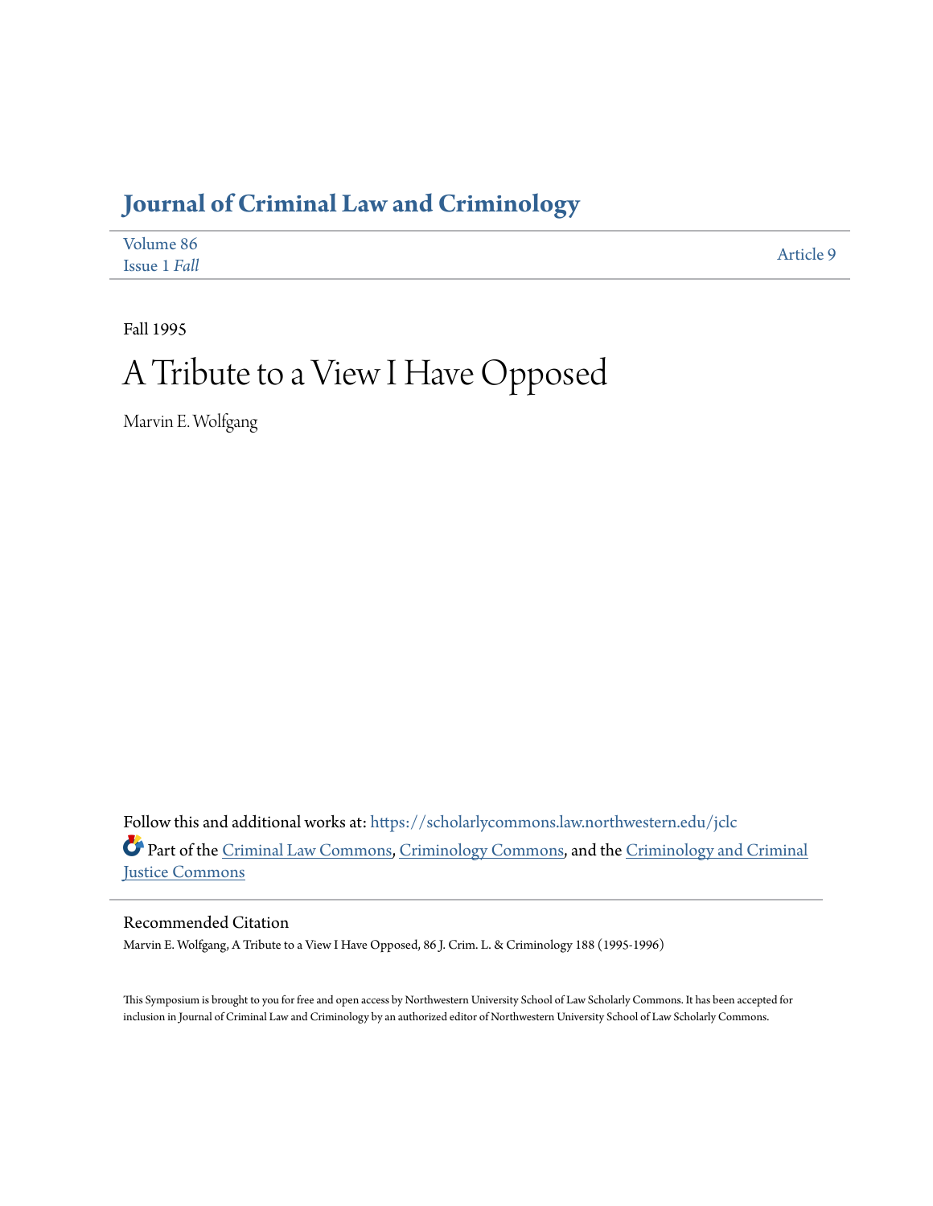# Journal of Criminal Law and Criminology

Volume 86
Issue 1 *Fall*

Article 9

Fall 1995

# A Tribute to a View I Have Opposed

Marvin E. Wolfgang

Follow this and additional works at: https://scholarlycommons.law.northwestern.edu/jclc

Part of the Criminal Law Commons, Criminology Commons, and the Criminology and Criminal Justice Commons

## Recommended Citation

Marvin E. Wolfgang, A Tribute to a View I Have Opposed, 86 J. Crim. L. & Criminology 188 (1995-1996)

This Symposium is brought to you for free and open access by Northwestern University School of Law Scholarly Commons. It has been accepted for inclusion in Journal of Criminal Law and Criminology by an authorized editor of Northwestern University School of Law Scholarly Commons.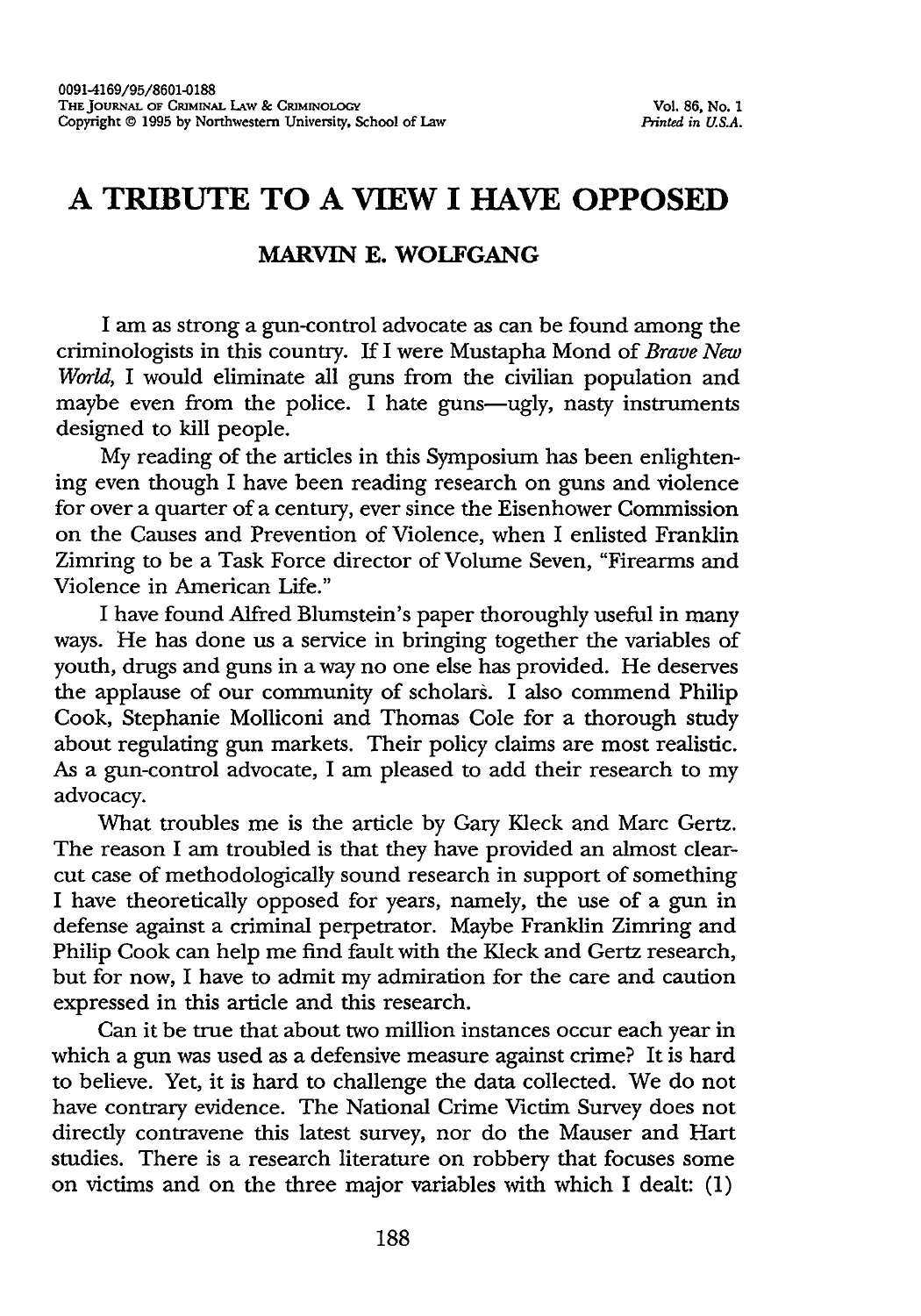# A TRIBUTE TO A VIEW I HAVE OPPOSED

## MARVIN E. WOLFGANG

I am as strong a gun-control advocate as can be found among the criminologists in this country. If I were Mustapha Mond of *Brave New World*, I would eliminate all guns from the civilian population and maybe even from the police. I hate guns—ugly, nasty instruments designed to kill people.

My reading of the articles in this Symposium has been enlightening even though I have been reading research on guns and violence for over a quarter of a century, ever since the Eisenhower Commission on the Causes and Prevention of Violence, when I enlisted Franklin Zimring to be a Task Force director of Volume Seven, "Firearms and Violence in American Life."

I have found Alfred Blumstein's paper thoroughly useful in many ways. He has done us a service in bringing together the variables of youth, drugs and guns in a way no one else has provided. He deserves the applause of our community of scholars. I also commend Philip Cook, Stephanie Molliconi and Thomas Cole for a thorough study about regulating gun markets. Their policy claims are most realistic. As a gun-control advocate, I am pleased to add their research to my advocacy.

What troubles me is the article by Gary Kleck and Marc Gertz. The reason I am troubled is that they have provided an almost clear-cut case of methodologically sound research in support of something I have theoretically opposed for years, namely, the use of a gun in defense against a criminal perpetrator. Maybe Franklin Zimring and Philip Cook can help me find fault with the Kleck and Gertz research, but for now, I have to admit my admiration for the care and caution expressed in this article and this research.

Can it be true that about two million instances occur each year in which a gun was used as a defensive measure against crime? It is hard to believe. Yet, it is hard to challenge the data collected. We do not have contrary evidence. The National Crime Victim Survey does not directly contravene this latest survey, nor do the Mauser and Hart studies. There is a research literature on robbery that focuses some on victims and on the three major variables with which I dealt: (1)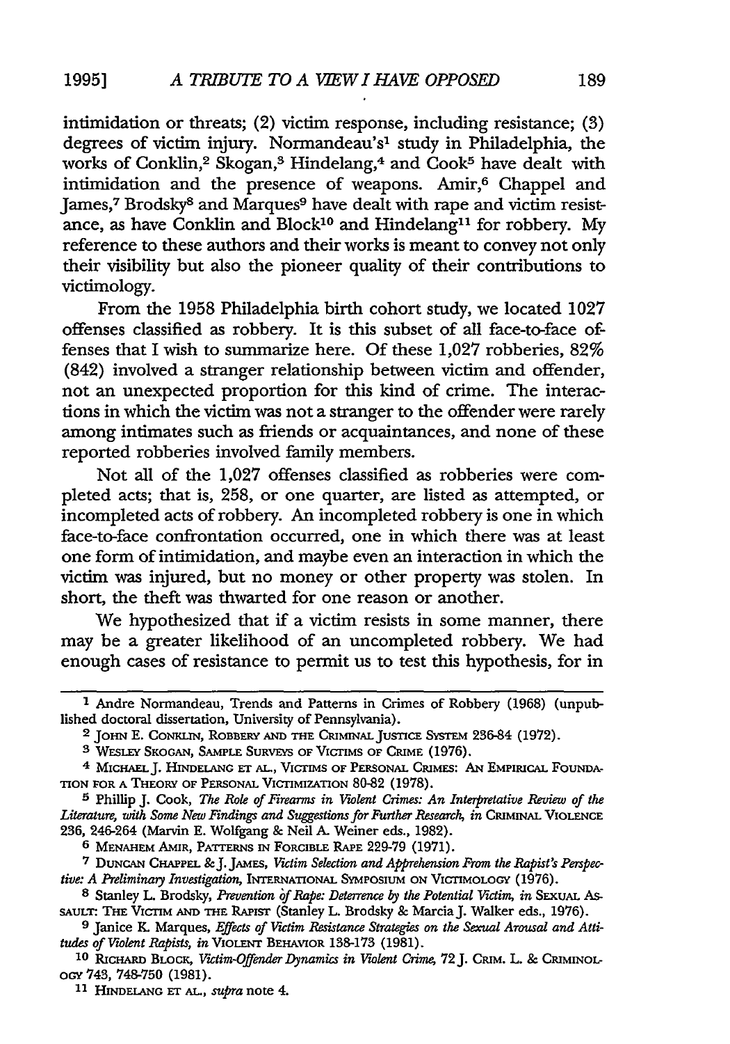intimidation or threats; (2) victim response, including resistance; (3) degrees of victim injury. Normandeau's[1] study in Philadelphia, the works of Conklin,[2] Skogan,[3] Hindelang,[4] and Cook[5] have dealt with intimidation and the presence of weapons. Amir,[6] Chappel and James,[7] Brodsky[8] and Marques[9] have dealt with rape and victim resistance, as have Conklin and Block[10] and Hindelang[11] for robbery. My reference to these authors and their works is meant to convey not only their visibility but also the pioneer quality of their contributions to victimology.

From the 1958 Philadelphia birth cohort study, we located 1027 offenses classified as robbery. It is this subset of all face-to-face offenses that I wish to summarize here. Of these 1,027 robberies, 82% (842) involved a stranger relationship between victim and offender, not an unexpected proportion for this kind of crime. The interactions in which the victim was not a stranger to the offender were rarely among intimates such as friends or acquaintances, and none of these reported robberies involved family members.

Not all of the 1,027 offenses classified as robberies were completed acts; that is, 258, or one quarter, are listed as attempted, or incompleted acts of robbery. An incompleted robbery is one in which face-to-face confrontation occurred, one in which there was at least one form of intimidation, and maybe even an interaction in which the victim was injured, but no money or other property was stolen. In short, the theft was thwarted for one reason or another.

We hypothesized that if a victim resists in some manner, there may be a greater likelihood of an uncompleted robbery. We had enough cases of resistance to permit us to test this hypothesis, for in

---

1 Andre Normandeau, Trends and Patterns in Crimes of Robbery (1968) (unpublished doctoral dissertation, University of Pennsylvania).

2 John E. Conklin, Robbery and the Criminal Justice System 236-84 (1972).

3 Wesley Skogan, Sample Surveys of Victims of Crime (1976).

4 Michael J. Hindelang et al., Victims of Personal Crimes: An Empirical Foundation for a Theory of Personal Victimization 80-82 (1978).

5 Phillip J. Cook, *The Role of Firearms in Violent Crimes: An Interpretative Review of the Literature, with Some New Findings and Suggestions for Further Research*, *in* Criminal Violence 236, 246-264 (Marvin E. Wolfgang & Neil A. Weiner eds., 1982).

6 Menahem Amir, Patterns in Forcible Rape 229-79 (1971).

7 Duncan Chappel & J. James, *Victim Selection and Apprehension From the Rapist's Perspective: A Preliminary Investigation*, International Symposium on Victimology (1976).

8 Stanley L. Brodsky, *Prevention of Rape: Deterrence by the Potential Victim*, *in* Sexual Assault: The Victim and the Rapist (Stanley L. Brodsky & Marcia J. Walker eds., 1976).

9 Janice K. Marques, *Effects of Victim Resistance Strategies on the Sexual Arousal and Attitudes of Violent Rapists*, *in* Violent Behavior 138-173 (1981).

10 Richard Block, *Victim-Offender Dynamics in Violent Crime*, 72 J. Crim. L. & Criminology 743, 748-750 (1981).

11 Hindelang et al., *supra* note 4.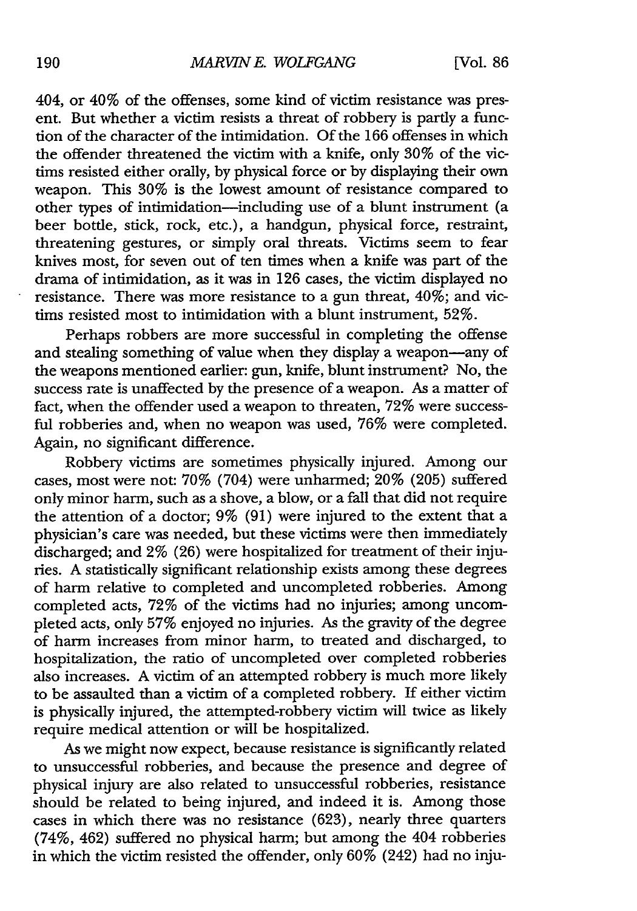404, or 40% of the offenses, some kind of victim resistance was present. But whether a victim resists a threat of robbery is partly a function of the character of the intimidation. Of the 166 offenses in which the offender threatened the victim with a knife, only 30% of the victims resisted either orally, by physical force or by displaying their own weapon. This 30% is the lowest amount of resistance compared to other types of intimidation—including use of a blunt instrument (a beer bottle, stick, rock, etc.), a handgun, physical force, restraint, threatening gestures, or simply oral threats. Victims seem to fear knives most, for seven out of ten times when a knife was part of the drama of intimidation, as it was in 126 cases, the victim displayed no resistance. There was more resistance to a gun threat, 40%; and victims resisted most to intimidation with a blunt instrument, 52%.

Perhaps robbers are more successful in completing the offense and stealing something of value when they display a weapon—any of the weapons mentioned earlier: gun, knife, blunt instrument? No, the success rate is unaffected by the presence of a weapon. As a matter of fact, when the offender used a weapon to threaten, 72% were successful robberies and, when no weapon was used, 76% were completed. Again, no significant difference.

Robbery victims are sometimes physically injured. Among our cases, most were not: 70% (704) were unharmed; 20% (205) suffered only minor harm, such as a shove, a blow, or a fall that did not require the attention of a doctor; 9% (91) were injured to the extent that a physician's care was needed, but these victims were then immediately discharged; and 2% (26) were hospitalized for treatment of their injuries. A statistically significant relationship exists among these degrees of harm relative to completed and uncompleted robberies. Among completed acts, 72% of the victims had no injuries; among uncompleted acts, only 57% enjoyed no injuries. As the gravity of the degree of harm increases from minor harm, to treated and discharged, to hospitalization, the ratio of uncompleted over completed robberies also increases. A victim of an attempted robbery is much more likely to be assaulted than a victim of a completed robbery. If either victim is physically injured, the attempted-robbery victim will twice as likely require medical attention or will be hospitalized.

As we might now expect, because resistance is significantly related to unsuccessful robberies, and because the presence and degree of physical injury are also related to unsuccessful robberies, resistance should be related to being injured, and indeed it is. Among those cases in which there was no resistance (623), nearly three quarters (74%, 462) suffered no physical harm; but among the 404 robberies in which the victim resisted the offender, only 60% (242) had no inju-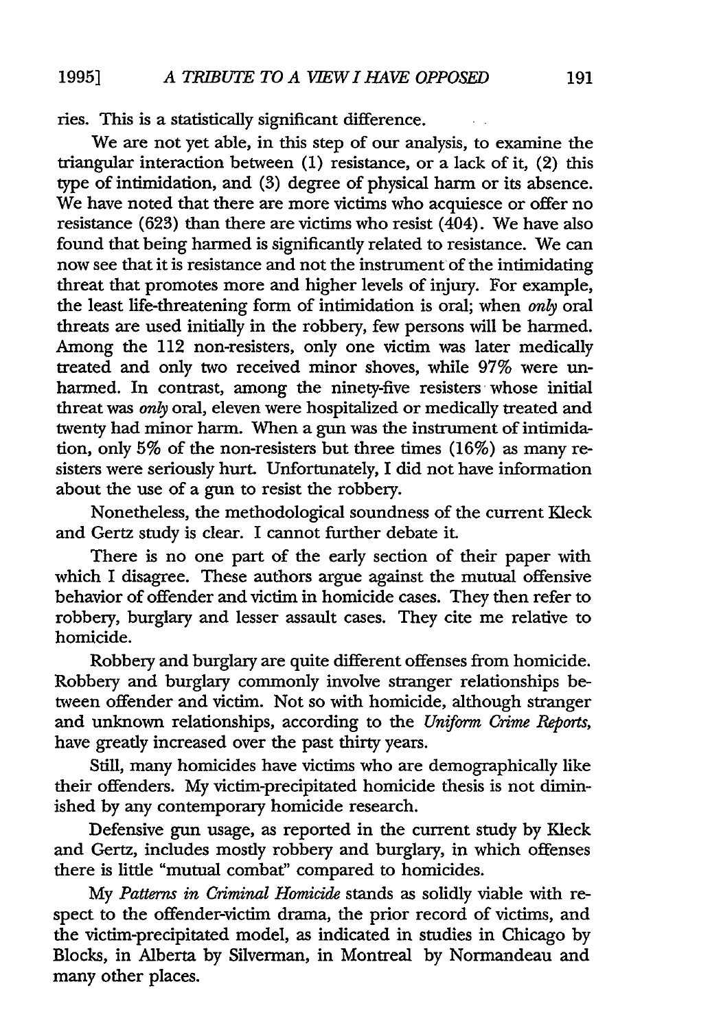ries. This is a statistically significant difference.

We are not yet able, in this step of our analysis, to examine the triangular interaction between (1) resistance, or a lack of it, (2) this type of intimidation, and (3) degree of physical harm or its absence. We have noted that there are more victims who acquiesce or offer no resistance (623) than there are victims who resist (404). We have also found that being harmed is significantly related to resistance. We can now see that it is resistance and not the instrument of the intimidating threat that promotes more and higher levels of injury. For example, the least life-threatening form of intimidation is oral; when *only* oral threats are used initially in the robbery, few persons will be harmed. Among the 112 non-resisters, only one victim was later medically treated and only two received minor shoves, while 97% were unharmed. In contrast, among the ninety-five resisters whose initial threat was *only* oral, eleven were hospitalized or medically treated and twenty had minor harm. When a gun was the instrument of intimidation, only 5% of the non-resisters but three times (16%) as many resisters were seriously hurt. Unfortunately, I did not have information about the use of a gun to resist the robbery.

Nonetheless, the methodological soundness of the current Kleck and Gertz study is clear. I cannot further debate it.

There is no one part of the early section of their paper with which I disagree. These authors argue against the mutual offensive behavior of offender and victim in homicide cases. They then refer to robbery, burglary and lesser assault cases. They cite me relative to homicide.

Robbery and burglary are quite different offenses from homicide. Robbery and burglary commonly involve stranger relationships between offender and victim. Not so with homicide, although stranger and unknown relationships, according to the *Uniform Crime Reports*, have greatly increased over the past thirty years.

Still, many homicides have victims who are demographically like their offenders. My victim-precipitated homicide thesis is not diminished by any contemporary homicide research.

Defensive gun usage, as reported in the current study by Kleck and Gertz, includes mostly robbery and burglary, in which offenses there is little "mutual combat" compared to homicides.

My *Patterns in Criminal Homicide* stands as solidly viable with respect to the offender-victim drama, the prior record of victims, and the victim-precipitated model, as indicated in studies in Chicago by Blocks, in Alberta by Silverman, in Montreal by Normandeau and many other places.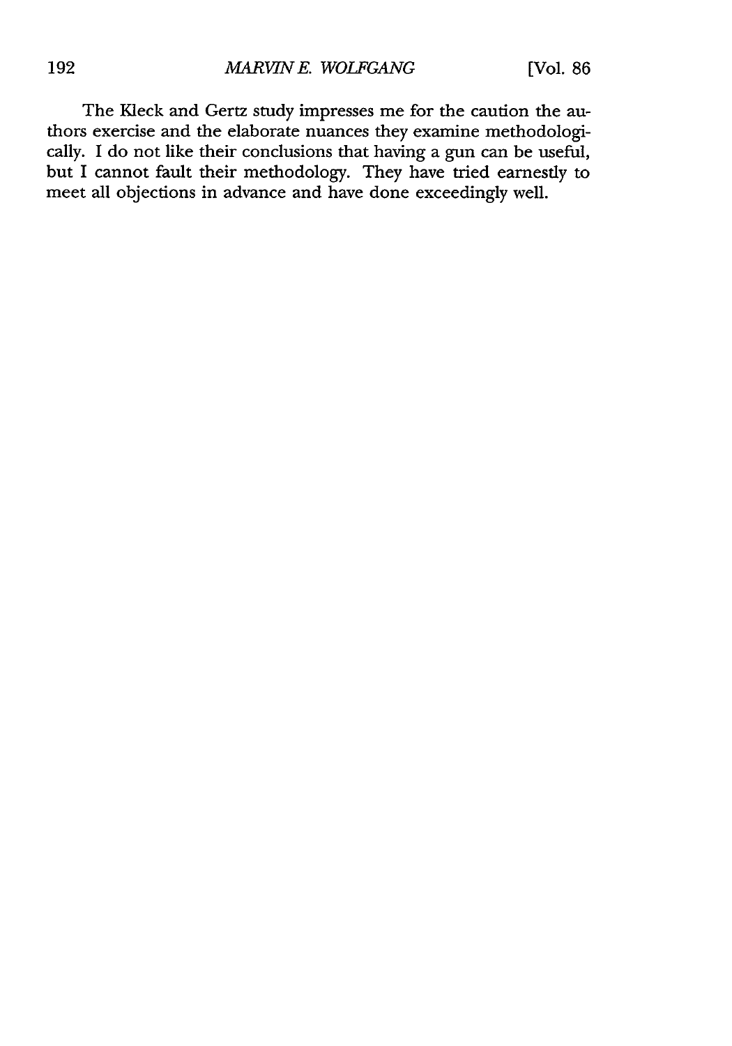The Kleck and Gertz study impresses me for the caution the authors exercise and the elaborate nuances they examine methodologically. I do not like their conclusions that having a gun can be useful, but I cannot fault their methodology. They have tried earnestly to meet all objections in advance and have done exceedingly well.